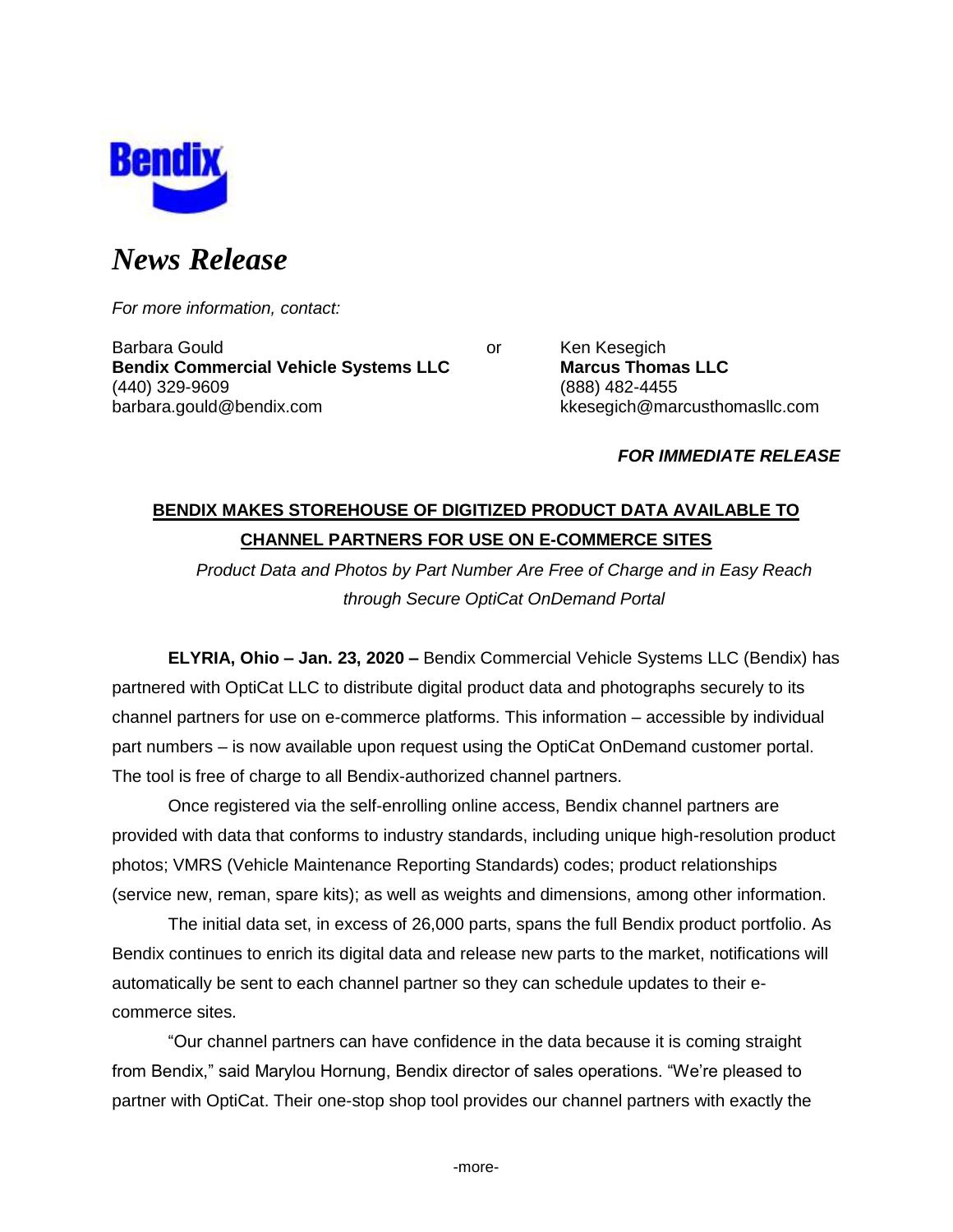Bendix

# *News Release*

*For more information, contact:*

Barbara Gould
**Bendix Commercial Vehicle Systems LLC**
(440) 329-9609
barbara.gould@bendix.com

or

Ken Kesegich
**Marcus Thomas LLC**
(888) 482-4455
kkesegich@marcusthomasllc.com

***FOR IMMEDIATE RELEASE***

## BENDIX MAKES STOREHOUSE OF DIGITIZED PRODUCT DATA AVAILABLE TO CHANNEL PARTNERS FOR USE ON E-COMMERCE SITES

*Product Data and Photos by Part Number Are Free of Charge and in Easy Reach through Secure OptiCat OnDemand Portal*

**ELYRIA, Ohio – Jan. 23, 2020 –** Bendix Commercial Vehicle Systems LLC (Bendix) has partnered with OptiCat LLC to distribute digital product data and photographs securely to its channel partners for use on e-commerce platforms. This information – accessible by individual part numbers – is now available upon request using the OptiCat OnDemand customer portal. The tool is free of charge to all Bendix-authorized channel partners.

Once registered via the self-enrolling online access, Bendix channel partners are provided with data that conforms to industry standards, including unique high-resolution product photos; VMRS (Vehicle Maintenance Reporting Standards) codes; product relationships (service new, reman, spare kits); as well as weights and dimensions, among other information.

The initial data set, in excess of 26,000 parts, spans the full Bendix product portfolio. As Bendix continues to enrich its digital data and release new parts to the market, notifications will automatically be sent to each channel partner so they can schedule updates to their e-commerce sites.

"Our channel partners can have confidence in the data because it is coming straight from Bendix," said Marylou Hornung, Bendix director of sales operations. "We're pleased to partner with OptiCat. Their one-stop shop tool provides our channel partners with exactly the

-more-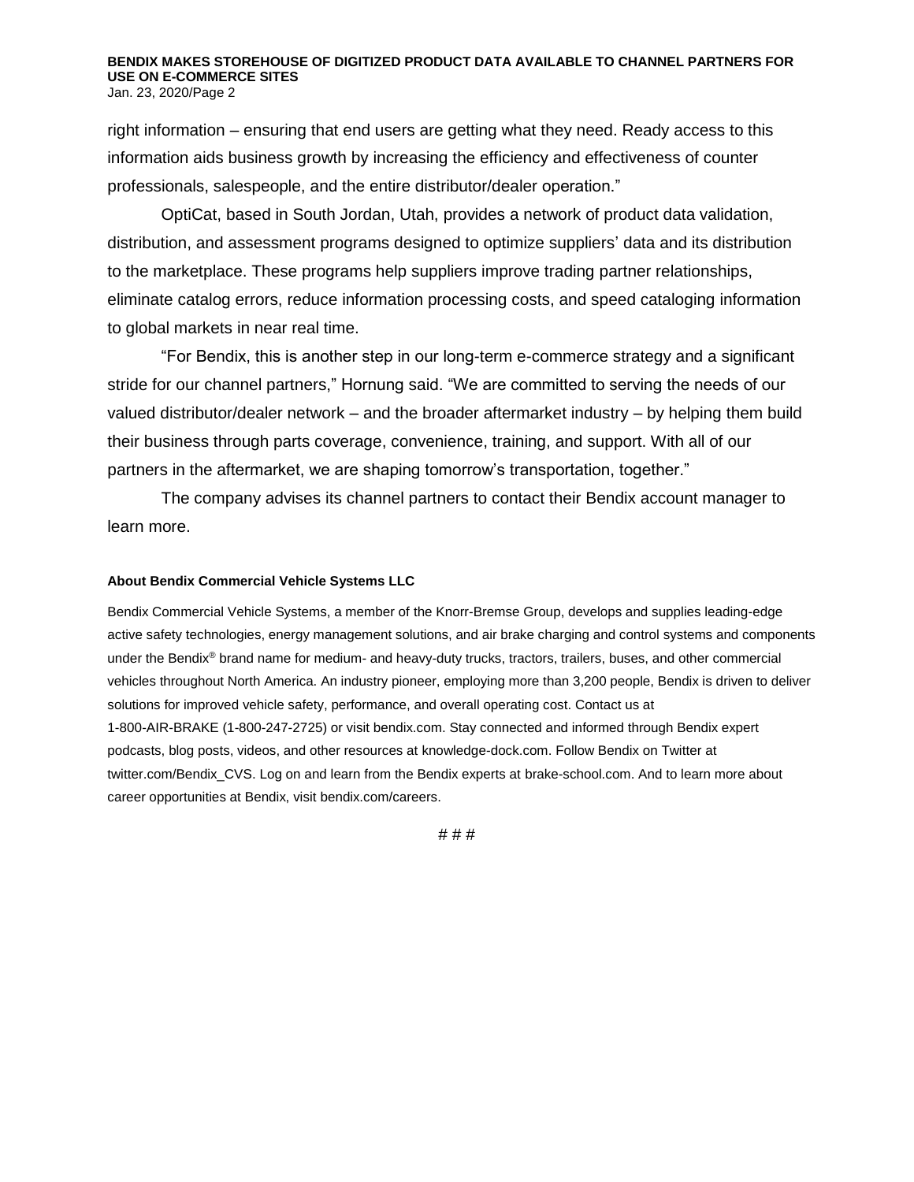right information – ensuring that end users are getting what they need. Ready access to this information aids business growth by increasing the efficiency and effectiveness of counter professionals, salespeople, and the entire distributor/dealer operation."

OptiCat, based in South Jordan, Utah, provides a network of product data validation, distribution, and assessment programs designed to optimize suppliers' data and its distribution to the marketplace. These programs help suppliers improve trading partner relationships, eliminate catalog errors, reduce information processing costs, and speed cataloging information to global markets in near real time.

"For Bendix, this is another step in our long-term e-commerce strategy and a significant stride for our channel partners," Hornung said. "We are committed to serving the needs of our valued distributor/dealer network – and the broader aftermarket industry – by helping them build their business through parts coverage, convenience, training, and support. With all of our partners in the aftermarket, we are shaping tomorrow's transportation, together."

The company advises its channel partners to contact their Bendix account manager to learn more.

**About Bendix Commercial Vehicle Systems LLC**

Bendix Commercial Vehicle Systems, a member of the Knorr-Bremse Group, develops and supplies leading-edge active safety technologies, energy management solutions, and air brake charging and control systems and components under the Bendix® brand name for medium- and heavy-duty trucks, tractors, trailers, buses, and other commercial vehicles throughout North America. An industry pioneer, employing more than 3,200 people, Bendix is driven to deliver solutions for improved vehicle safety, performance, and overall operating cost. Contact us at 1-800-AIR-BRAKE (1-800-247-2725) or visit bendix.com. Stay connected and informed through Bendix expert podcasts, blog posts, videos, and other resources at knowledge-dock.com. Follow Bendix on Twitter at twitter.com/Bendix_CVS. Log on and learn from the Bendix experts at brake-school.com. And to learn more about career opportunities at Bendix, visit bendix.com/careers.

# # #